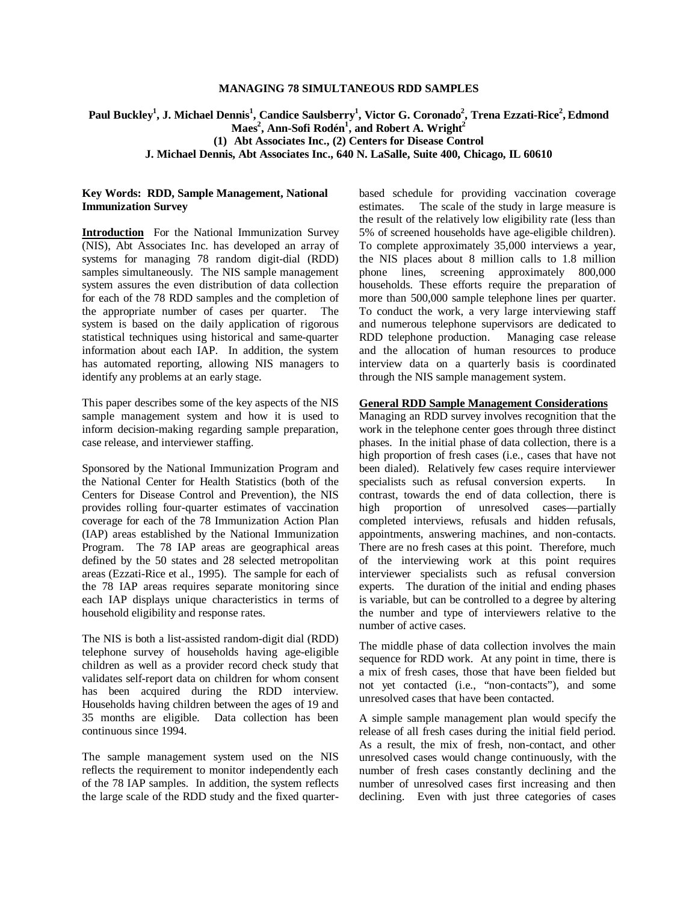# MANAGING 78 SIMULTANEOUS RDD SAMPLES

**Paul Buckley[1], J. Michael Dennis[1], Candice Saulsberry[1], Victor G. Coronado[2], Trena Ezzati-Rice[2], Edmond Maes[2], Ann-Sofi Rodén[1], and Robert A. Wright[2]**
**(1) Abt Associates Inc., (2) Centers for Disease Control**
**J. Michael Dennis, Abt Associates Inc., 640 N. LaSalle, Suite 400, Chicago, IL 60610**

**Key Words: RDD, Sample Management, National Immunization Survey**

**Introduction** For the National Immunization Survey (NIS), Abt Associates Inc. has developed an array of systems for managing 78 random digit-dial (RDD) samples simultaneously. The NIS sample management system assures the even distribution of data collection for each of the 78 RDD samples and the completion of the appropriate number of cases per quarter. The system is based on the daily application of rigorous statistical techniques using historical and same-quarter information about each IAP. In addition, the system has automated reporting, allowing NIS managers to identify any problems at an early stage.

This paper describes some of the key aspects of the NIS sample management system and how it is used to inform decision-making regarding sample preparation, case release, and interviewer staffing.

Sponsored by the National Immunization Program and the National Center for Health Statistics (both of the Centers for Disease Control and Prevention), the NIS provides rolling four-quarter estimates of vaccination coverage for each of the 78 Immunization Action Plan (IAP) areas established by the National Immunization Program. The 78 IAP areas are geographical areas defined by the 50 states and 28 selected metropolitan areas (Ezzati-Rice et al., 1995). The sample for each of the 78 IAP areas requires separate monitoring since each IAP displays unique characteristics in terms of household eligibility and response rates.

The NIS is both a list-assisted random-digit dial (RDD) telephone survey of households having age-eligible children as well as a provider record check study that validates self-report data on children for whom consent has been acquired during the RDD interview. Households having children between the ages of 19 and 35 months are eligible. Data collection has been continuous since 1994.

The sample management system used on the NIS reflects the requirement to monitor independently each of the 78 IAP samples. In addition, the system reflects the large scale of the RDD study and the fixed quarter-based schedule for providing vaccination coverage estimates. The scale of the study in large measure is the result of the relatively low eligibility rate (less than 5% of screened households have age-eligible children). To complete approximately 35,000 interviews a year, the NIS places about 8 million calls to 1.8 million phone lines, screening approximately 800,000 households. These efforts require the preparation of more than 500,000 sample telephone lines per quarter. To conduct the work, a very large interviewing staff and numerous telephone supervisors are dedicated to RDD telephone production. Managing case release and the allocation of human resources to produce interview data on a quarterly basis is coordinated through the NIS sample management system.

## General RDD Sample Management Considerations

Managing an RDD survey involves recognition that the work in the telephone center goes through three distinct phases. In the initial phase of data collection, there is a high proportion of fresh cases (i.e., cases that have not been dialed). Relatively few cases require interviewer specialists such as refusal conversion experts. In contrast, towards the end of data collection, there is high proportion of unresolved cases—partially completed interviews, refusals and hidden refusals, appointments, answering machines, and non-contacts. There are no fresh cases at this point. Therefore, much of the interviewing work at this point requires interviewer specialists such as refusal conversion experts. The duration of the initial and ending phases is variable, but can be controlled to a degree by altering the number and type of interviewers relative to the number of active cases.

The middle phase of data collection involves the main sequence for RDD work. At any point in time, there is a mix of fresh cases, those that have been fielded but not yet contacted (i.e., "non-contacts"), and some unresolved cases that have been contacted.

A simple sample management plan would specify the release of all fresh cases during the initial field period. As a result, the mix of fresh, non-contact, and other unresolved cases would change continuously, with the number of fresh cases constantly declining and the number of unresolved cases first increasing and then declining. Even with just three categories of cases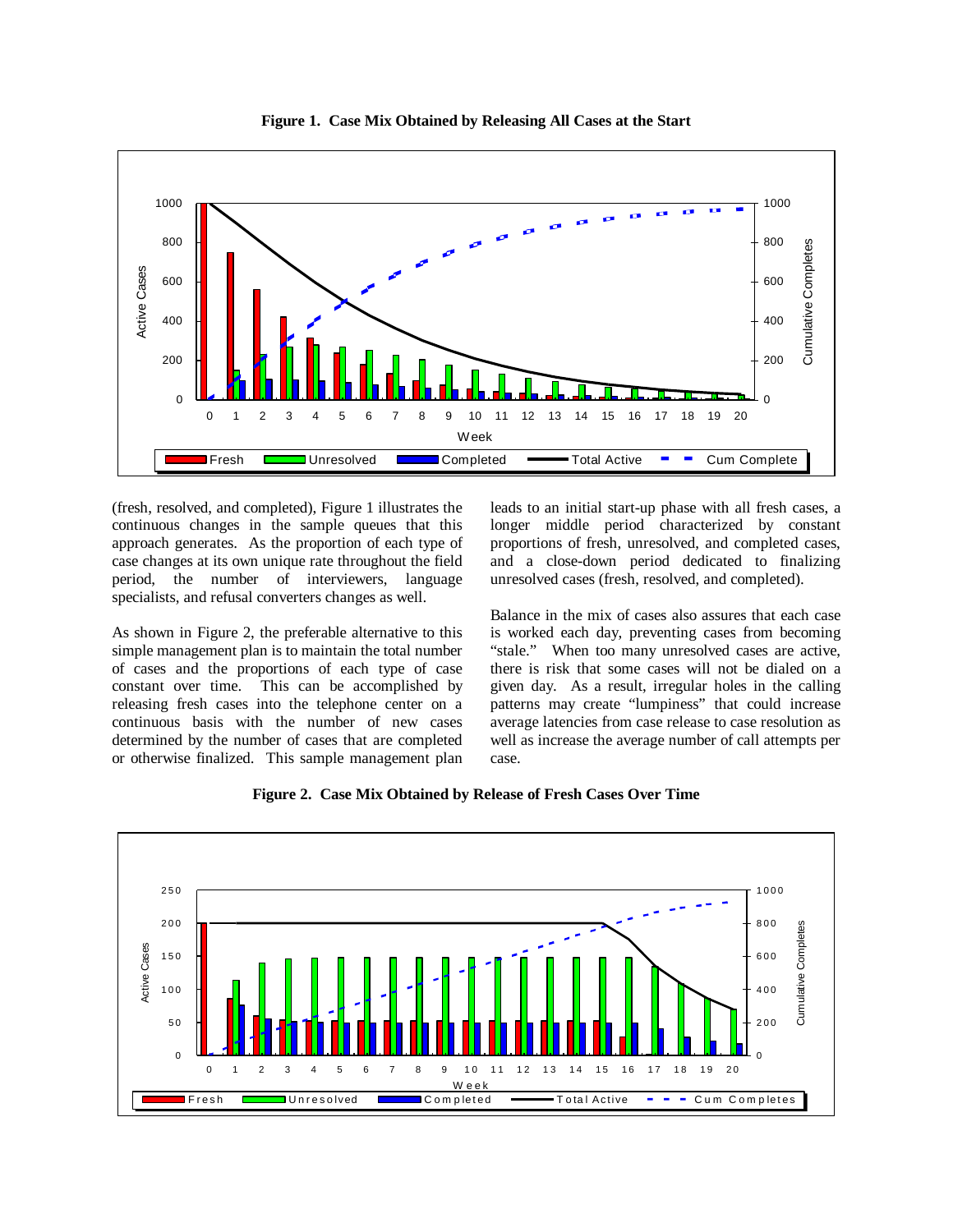**Figure 1. Case Mix Obtained by Releasing All Cases at the Start**

(fresh, resolved, and completed), Figure 1 illustrates the continuous changes in the sample queues that this approach generates. As the proportion of each type of case changes at its own unique rate throughout the field period, the number of interviewers, language specialists, and refusal converters changes as well.

As shown in Figure 2, the preferable alternative to this simple management plan is to maintain the total number of cases and the proportions of each type of case constant over time. This can be accomplished by releasing fresh cases into the telephone center on a continuous basis with the number of new cases determined by the number of cases that are completed or otherwise finalized. This sample management plan leads to an initial start-up phase with all fresh cases, a longer middle period characterized by constant proportions of fresh, unresolved, and completed cases, and a close-down period dedicated to finalizing unresolved cases (fresh, resolved, and completed).

Balance in the mix of cases also assures that each case is worked each day, preventing cases from becoming "stale." When too many unresolved cases are active, there is risk that some cases will not be dialed on a given day. As a result, irregular holes in the calling patterns may create "lumpiness" that could increase average latencies from case release to case resolution as well as increase the average number of call attempts per case.

**Figure 2. Case Mix Obtained by Release of Fresh Cases Over Time**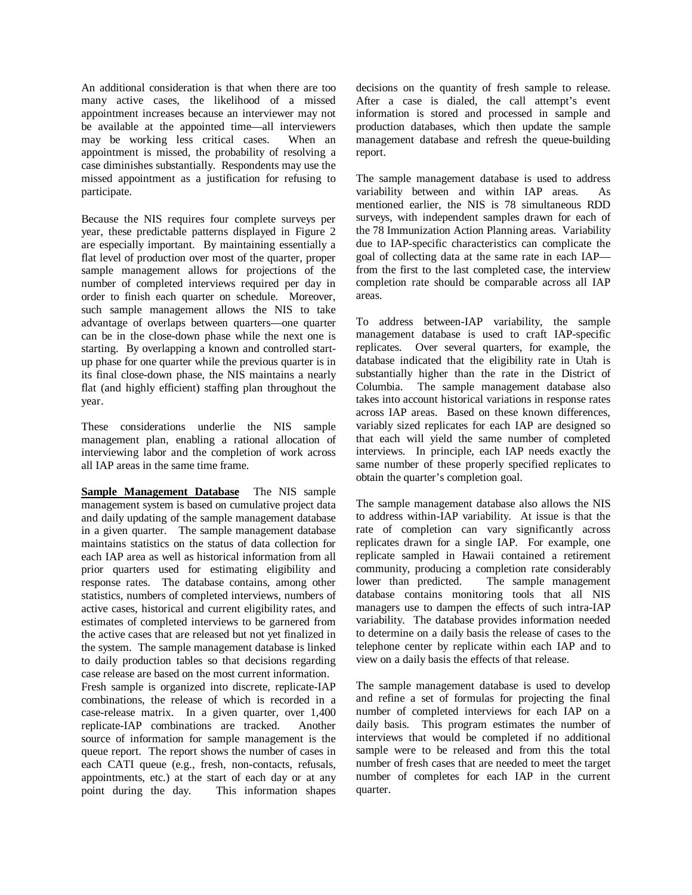An additional consideration is that when there are too many active cases, the likelihood of a missed appointment increases because an interviewer may not be available at the appointed time—all interviewers may be working less critical cases. When an appointment is missed, the probability of resolving a case diminishes substantially. Respondents may use the missed appointment as a justification for refusing to participate.

Because the NIS requires four complete surveys per year, these predictable patterns displayed in Figure 2 are especially important. By maintaining essentially a flat level of production over most of the quarter, proper sample management allows for projections of the number of completed interviews required per day in order to finish each quarter on schedule. Moreover, such sample management allows the NIS to take advantage of overlaps between quarters—one quarter can be in the close-down phase while the next one is starting. By overlapping a known and controlled start-up phase for one quarter while the previous quarter is in its final close-down phase, the NIS maintains a nearly flat (and highly efficient) staffing plan throughout the year.

These considerations underlie the NIS sample management plan, enabling a rational allocation of interviewing labor and the completion of work across all IAP areas in the same time frame.

**Sample Management Database** The NIS sample management system is based on cumulative project data and daily updating of the sample management database in a given quarter. The sample management database maintains statistics on the status of data collection for each IAP area as well as historical information from all prior quarters used for estimating eligibility and response rates. The database contains, among other statistics, numbers of completed interviews, numbers of active cases, historical and current eligibility rates, and estimates of completed interviews to be garnered from the active cases that are released but not yet finalized in the system. The sample management database is linked to daily production tables so that decisions regarding case release are based on the most current information.
Fresh sample is organized into discrete, replicate-IAP combinations, the release of which is recorded in a case-release matrix. In a given quarter, over 1,400 replicate-IAP combinations are tracked. Another source of information for sample management is the queue report. The report shows the number of cases in each CATI queue (e.g., fresh, non-contacts, refusals, appointments, etc.) at the start of each day or at any point during the day. This information shapes decisions on the quantity of fresh sample to release. After a case is dialed, the call attempt's event information is stored and processed in sample and production databases, which then update the sample management database and refresh the queue-building report.

The sample management database is used to address variability between and within IAP areas. As mentioned earlier, the NIS is 78 simultaneous RDD surveys, with independent samples drawn for each of the 78 Immunization Action Planning areas. Variability due to IAP-specific characteristics can complicate the goal of collecting data at the same rate in each IAP—from the first to the last completed case, the interview completion rate should be comparable across all IAP areas.

To address between-IAP variability, the sample management database is used to craft IAP-specific replicates. Over several quarters, for example, the database indicated that the eligibility rate in Utah is substantially higher than the rate in the District of Columbia. The sample management database also takes into account historical variations in response rates across IAP areas. Based on these known differences, variably sized replicates for each IAP are designed so that each will yield the same number of completed interviews. In principle, each IAP needs exactly the same number of these properly specified replicates to obtain the quarter's completion goal.

The sample management database also allows the NIS to address within-IAP variability. At issue is that the rate of completion can vary significantly across replicates drawn for a single IAP. For example, one replicate sampled in Hawaii contained a retirement community, producing a completion rate considerably lower than predicted. The sample management database contains monitoring tools that all NIS managers use to dampen the effects of such intra-IAP variability. The database provides information needed to determine on a daily basis the release of cases to the telephone center by replicate within each IAP and to view on a daily basis the effects of that release.

The sample management database is used to develop and refine a set of formulas for projecting the final number of completed interviews for each IAP on a daily basis. This program estimates the number of interviews that would be completed if no additional sample were to be released and from this the total number of fresh cases that are needed to meet the target number of completes for each IAP in the current quarter.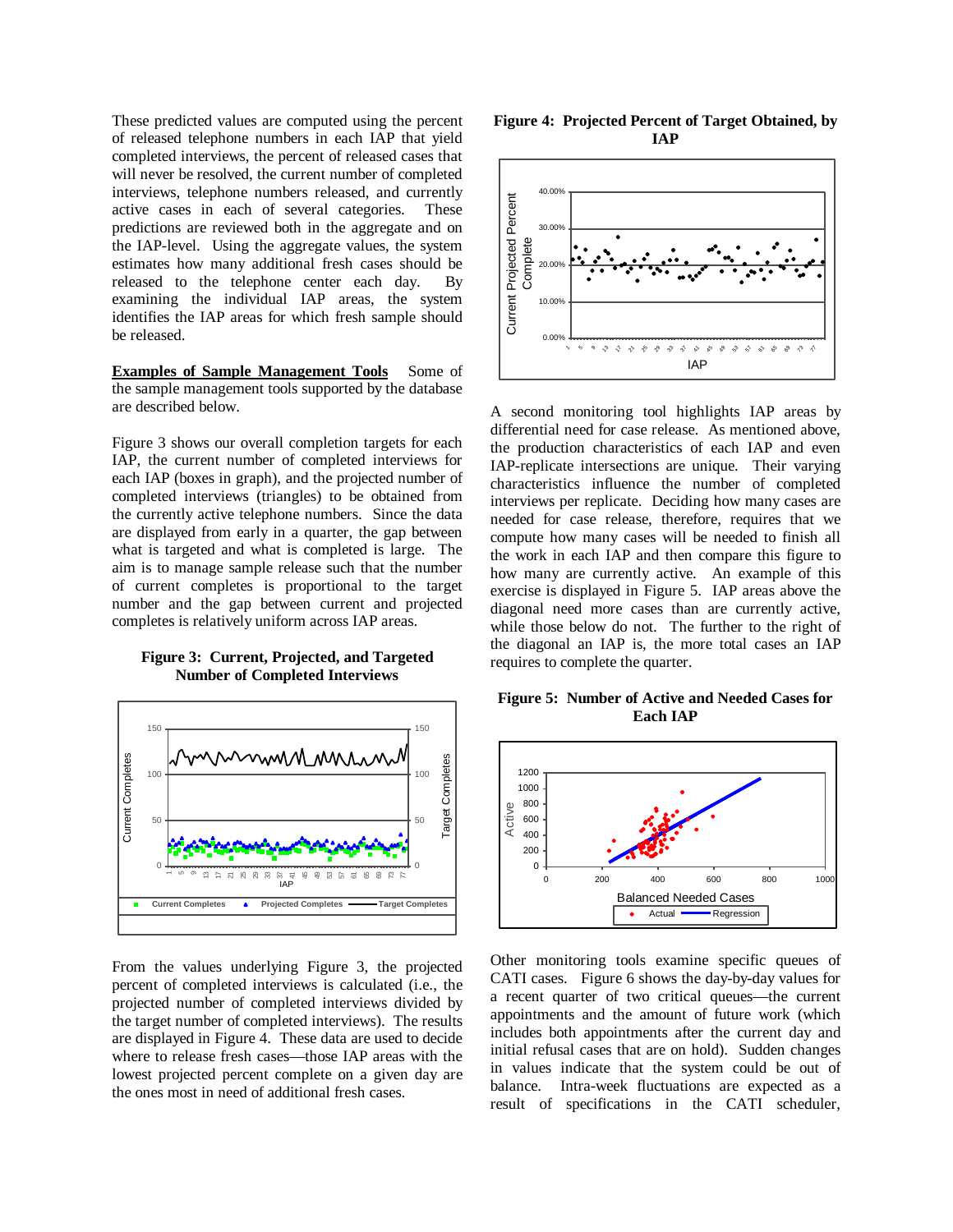These predicted values are computed using the percent of released telephone numbers in each IAP that yield completed interviews, the percent of released cases that will never be resolved, the current number of completed interviews, telephone numbers released, and currently active cases in each of several categories. These predictions are reviewed both in the aggregate and on the IAP-level. Using the aggregate values, the system estimates how many additional fresh cases should be released to the telephone center each day. By examining the individual IAP areas, the system identifies the IAP areas for which fresh sample should be released.

**Examples of Sample Management Tools** Some of the sample management tools supported by the database are described below.

Figure 3 shows our overall completion targets for each IAP, the current number of completed interviews for each IAP (boxes in graph), and the projected number of completed interviews (triangles) to be obtained from the currently active telephone numbers. Since the data are displayed from early in a quarter, the gap between what is targeted and what is completed is large. The aim is to manage sample release such that the number of current completes is proportional to the target number and the gap between current and projected completes is relatively uniform across IAP areas.

**Figure 3: Current, Projected, and Targeted Number of Completed Interviews**

From the values underlying Figure 3, the projected percent of completed interviews is calculated (i.e., the projected number of completed interviews divided by the target number of completed interviews). The results are displayed in Figure 4. These data are used to decide where to release fresh cases—those IAP areas with the lowest projected percent complete on a given day are the ones most in need of additional fresh cases.

**Figure 4: Projected Percent of Target Obtained, by IAP**

A second monitoring tool highlights IAP areas by differential need for case release. As mentioned above, the production characteristics of each IAP and even IAP-replicate intersections are unique. Their varying characteristics influence the number of completed interviews per replicate. Deciding how many cases are needed for case release, therefore, requires that we compute how many cases will be needed to finish all the work in each IAP and then compare this figure to how many are currently active. An example of this exercise is displayed in Figure 5. IAP areas above the diagonal need more cases than are currently active, while those below do not. The further to the right of the diagonal an IAP is, the more total cases an IAP requires to complete the quarter.

**Figure 5: Number of Active and Needed Cases for Each IAP**

Other monitoring tools examine specific queues of CATI cases. Figure 6 shows the day-by-day values for a recent quarter of two critical queues—the current appointments and the amount of future work (which includes both appointments after the current day and initial refusal cases that are on hold). Sudden changes in values indicate that the system could be out of balance. Intra-week fluctuations are expected as a result of specifications in the CATI scheduler,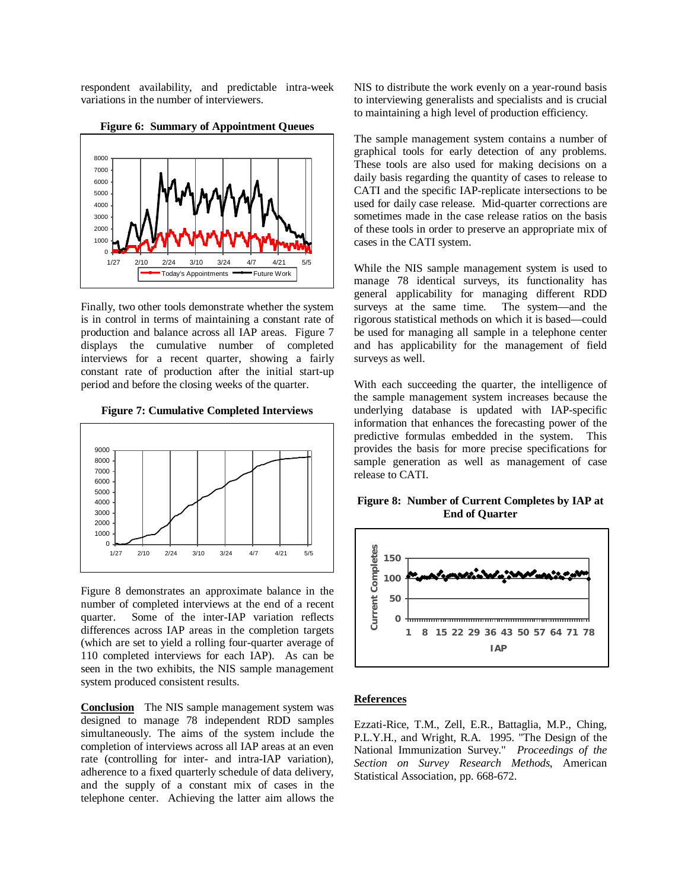respondent availability, and predictable intra-week variations in the number of interviewers.

**Figure 6: Summary of Appointment Queues**

8000
7000
6000
5000
4000
3000
2000
1000
0
1/27 2/10 2/24 3/10 3/24 4/7 4/21 5/5
Today's Appointments
Future Work

Finally, two other tools demonstrate whether the system is in control in terms of maintaining a constant rate of production and balance across all IAP areas. Figure 7 displays the cumulative number of completed interviews for a recent quarter, showing a fairly constant rate of production after the initial start-up period and before the closing weeks of the quarter.

**Figure 7: Cumulative Completed Interviews**

9000
8000
7000
6000
5000
4000
3000
2000
1000
0
1/27 2/10 2/24 3/10 3/24 4/7 4/21 5/5

Figure 8 demonstrates an approximate balance in the number of completed interviews at the end of a recent quarter. Some of the inter-IAP variation reflects differences across IAP areas in the completion targets (which are set to yield a rolling four-quarter average of 110 completed interviews for each IAP). As can be seen in the two exhibits, the NIS sample management system produced consistent results.

**Conclusion** The NIS sample management system was designed to manage 78 independent RDD samples simultaneously. The aims of the system include the completion of interviews across all IAP areas at an even rate (controlling for inter- and intra-IAP variation), adherence to a fixed quarterly schedule of data delivery, and the supply of a constant mix of cases in the telephone center. Achieving the latter aim allows the NIS to distribute the work evenly on a year-round basis to interviewing generalists and specialists and is crucial to maintaining a high level of production efficiency.

The sample management system contains a number of graphical tools for early detection of any problems. These tools are also used for making decisions on a daily basis regarding the quantity of cases to release to CATI and the specific IAP-replicate intersections to be used for daily case release. Mid-quarter corrections are sometimes made in the case release ratios on the basis of these tools in order to preserve an appropriate mix of cases in the CATI system.

While the NIS sample management system is used to manage 78 identical surveys, its functionality has general applicability for managing different RDD surveys at the same time. The system—and the rigorous statistical methods on which it is based—could be used for managing all sample in a telephone center and has applicability for the management of field surveys as well.

With each succeeding the quarter, the intelligence of the sample management system increases because the underlying database is updated with IAP-specific information that enhances the forecasting power of the predictive formulas embedded in the system. This provides the basis for more precise specifications for sample generation as well as management of case release to CATI.

**Figure 8: Number of Current Completes by IAP at End of Quarter**

Current Completes
150
100
50
0
1 8 15 22 29 36 43 50 57 64 71 78
IAP

## References

Ezzati-Rice, T.M., Zell, E.R., Battaglia, M.P., Ching, P.L.Y.H., and Wright, R.A. 1995. "The Design of the National Immunization Survey." *Proceedings of the Section on Survey Research Methods*, American Statistical Association, pp. 668-672.